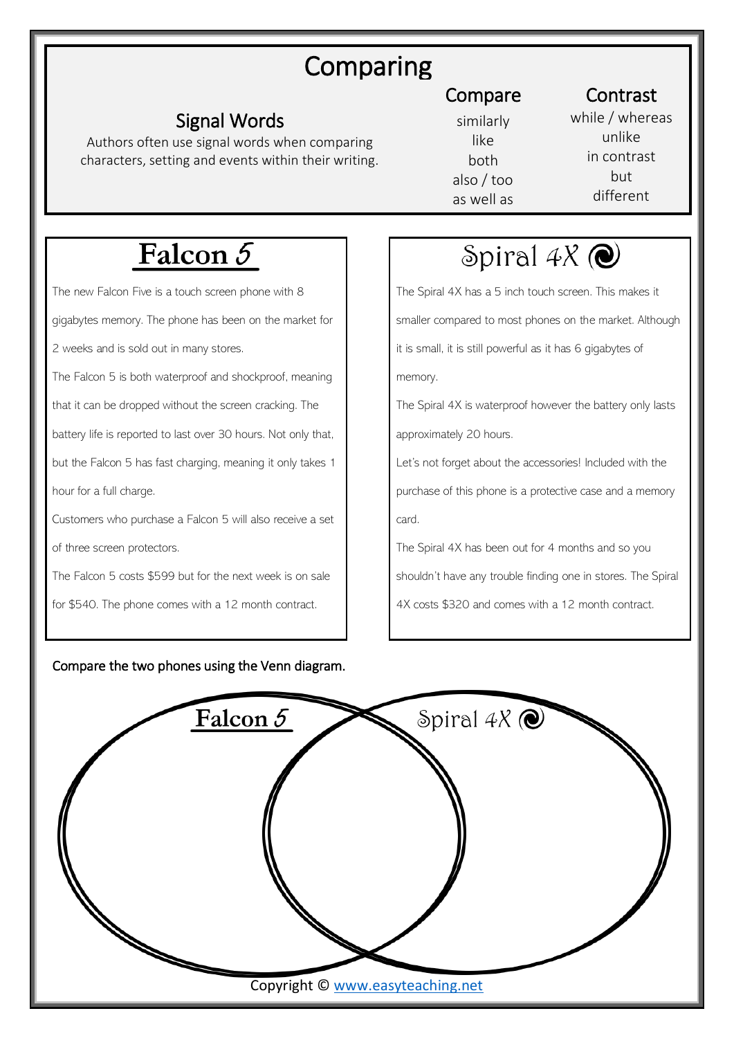# Comparing

## Signal Words

Authors often use signal words when comparing characters, setting and events within their writing.

| Compare | Contrast |
| --- | --- |
| similarly | while / whereas |
| like | unlike |
| both | in contrast |
| also / too | but |
| as well as | different |

## Falcon 5

The new Falcon Five is a touch screen phone with 8 gigabytes memory. The phone has been on the market for 2 weeks and is sold out in many stores.

The Falcon 5 is both waterproof and shockproof, meaning that it can be dropped without the screen cracking. The battery life is reported to last over 30 hours. Not only that, but the Falcon 5 has fast charging, meaning it only takes 1 hour for a full charge.

Customers who purchase a Falcon 5 will also receive a set of three screen protectors.

The Falcon 5 costs $599 but for the next week is on sale for $540. The phone comes with a 12 month contract.

## Spiral 4X

The Spiral 4X has a 5 inch touch screen. This makes it smaller compared to most phones on the market. Although it is small, it is still powerful as it has 6 gigabytes of memory.

The Spiral 4X is waterproof however the battery only lasts approximately 20 hours.

Let's not forget about the accessories! Included with the purchase of this phone is a protective case and a memory card.

The Spiral 4X has been out for 4 months and so you shouldn't have any trouble finding one in stores. The Spiral 4X costs $320 and comes with a 12 month contract.

**Compare the two phones using the Venn diagram.**

Falcon 5 | Spiral 4X

Copyright © www.easyteaching.net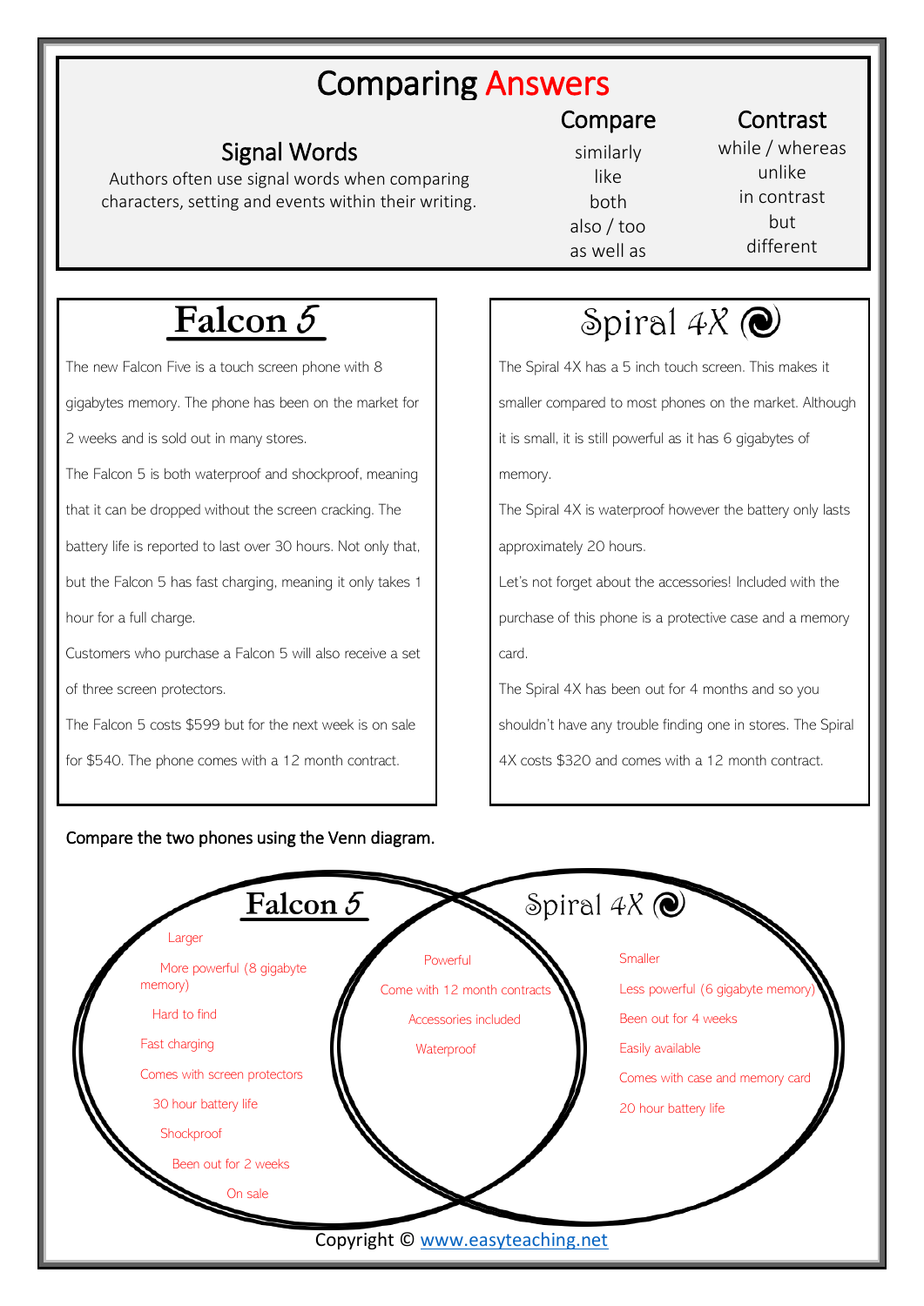# Comparing Answers

## Signal Words

Authors often use signal words when comparing characters, setting and events within their writing.

| Compare | Contrast |
|---|---|
| similarly | while / whereas |
| like | unlike |
| both | in contrast |
| also / too | but |
| as well as | different |

## Falcon 5

The new Falcon Five is a touch screen phone with 8 gigabytes memory. The phone has been on the market for 2 weeks and is sold out in many stores.

The Falcon 5 is both waterproof and shockproof, meaning that it can be dropped without the screen cracking. The battery life is reported to last over 30 hours. Not only that, but the Falcon 5 has fast charging, meaning it only takes 1 hour for a full charge.

Customers who purchase a Falcon 5 will also receive a set of three screen protectors.

The Falcon 5 costs $599 but for the next week is on sale for $540. The phone comes with a 12 month contract.

## Spiral 4X

The Spiral 4X has a 5 inch touch screen. This makes it smaller compared to most phones on the market. Although it is small, it is still powerful as it has 6 gigabytes of memory.

The Spiral 4X is waterproof however the battery only lasts approximately 20 hours.

Let's not forget about the accessories! Included with the purchase of this phone is a protective case and a memory card.

The Spiral 4X has been out for 4 months and so you shouldn't have any trouble finding one in stores. The Spiral 4X costs $320 and comes with a 12 month contract.

**Compare the two phones using the Venn diagram.**

**Falcon 5**

Larger

More powerful (8 gigabyte memory)

Hard to find

Fast charging

Comes with screen protectors

30 hour battery life

Shockproof

Been out for 2 weeks

On sale

**Both**

Powerful

Come with 12 month contracts

Accessories included

Waterproof

**Spiral 4X**

Smaller

Less powerful (6 gigabyte memory)

Been out for 4 weeks

Easily available

Comes with case and memory card

20 hour battery life

Copyright © www.easyteaching.net